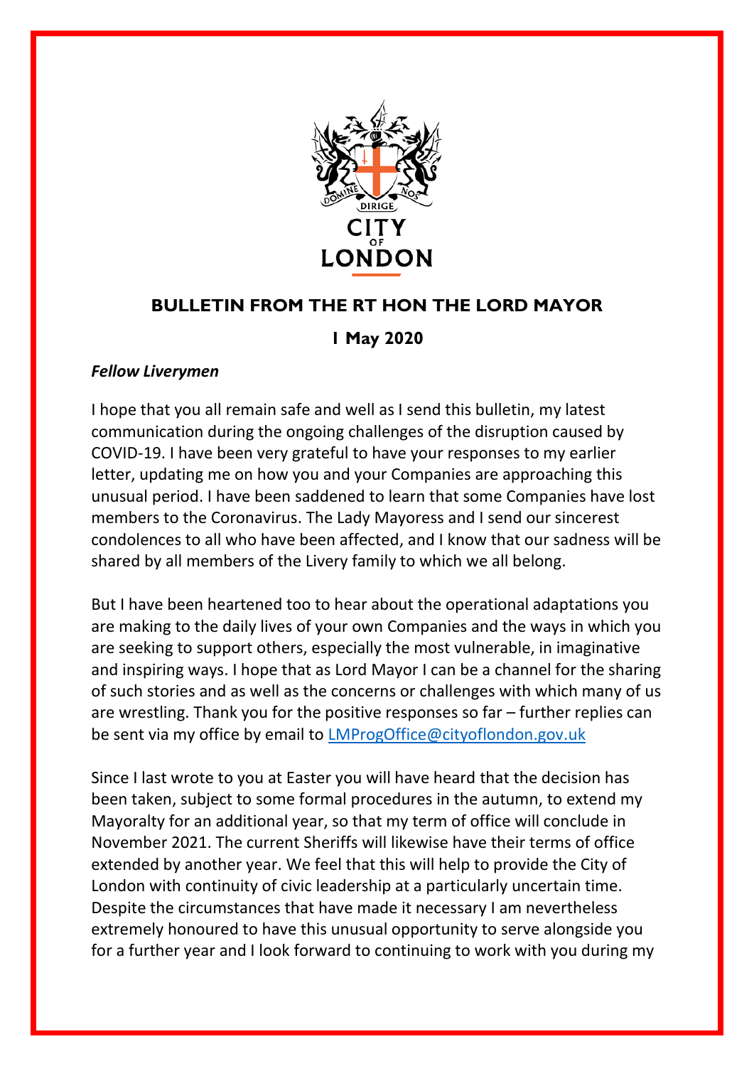## BULLETIN FROM THE RT HON THE LORD MAYOR

**1 May 2020**

***Fellow Liverymen***

I hope that you all remain safe and well as I send this bulletin, my latest communication during the ongoing challenges of the disruption caused by COVID-19. I have been very grateful to have your responses to my earlier letter, updating me on how you and your Companies are approaching this unusual period. I have been saddened to learn that some Companies have lost members to the Coronavirus. The Lady Mayoress and I send our sincerest condolences to all who have been affected, and I know that our sadness will be shared by all members of the Livery family to which we all belong.

But I have been heartened too to hear about the operational adaptations you are making to the daily lives of your own Companies and the ways in which you are seeking to support others, especially the most vulnerable, in imaginative and inspiring ways. I hope that as Lord Mayor I can be a channel for the sharing of such stories and as well as the concerns or challenges with which many of us are wrestling. Thank you for the positive responses so far – further replies can be sent via my office by email to [LMProgOffice@cityoflondon.gov.uk](mailto:LMProgOffice@cityoflondon.gov.uk)

Since I last wrote to you at Easter you will have heard that the decision has been taken, subject to some formal procedures in the autumn, to extend my Mayoralty for an additional year, so that my term of office will conclude in November 2021. The current Sheriffs will likewise have their terms of office extended by another year. We feel that this will help to provide the City of London with continuity of civic leadership at a particularly uncertain time. Despite the circumstances that have made it necessary I am nevertheless extremely honoured to have this unusual opportunity to serve alongside you for a further year and I look forward to continuing to work with you during my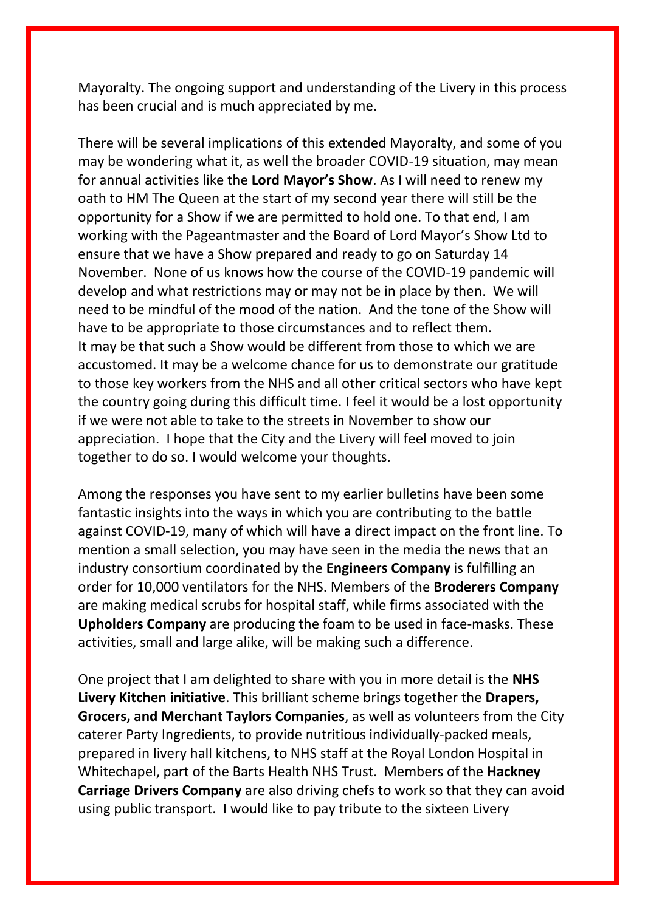Mayoralty. The ongoing support and understanding of the Livery in this process has been crucial and is much appreciated by me.

There will be several implications of this extended Mayoralty, and some of you may be wondering what it, as well the broader COVID-19 situation, may mean for annual activities like the **Lord Mayor's Show**. As I will need to renew my oath to HM The Queen at the start of my second year there will still be the opportunity for a Show if we are permitted to hold one. To that end, I am working with the Pageantmaster and the Board of Lord Mayor's Show Ltd to ensure that we have a Show prepared and ready to go on Saturday 14 November. None of us knows how the course of the COVID-19 pandemic will develop and what restrictions may or may not be in place by then. We will need to be mindful of the mood of the nation. And the tone of the Show will have to be appropriate to those circumstances and to reflect them. It may be that such a Show would be different from those to which we are accustomed. It may be a welcome chance for us to demonstrate our gratitude to those key workers from the NHS and all other critical sectors who have kept the country going during this difficult time. I feel it would be a lost opportunity if we were not able to take to the streets in November to show our appreciation. I hope that the City and the Livery will feel moved to join together to do so. I would welcome your thoughts.

Among the responses you have sent to my earlier bulletins have been some fantastic insights into the ways in which you are contributing to the battle against COVID-19, many of which will have a direct impact on the front line. To mention a small selection, you may have seen in the media the news that an industry consortium coordinated by the **Engineers Company** is fulfilling an order for 10,000 ventilators for the NHS. Members of the **Broderers Company** are making medical scrubs for hospital staff, while firms associated with the **Upholders Company** are producing the foam to be used in face-masks. These activities, small and large alike, will be making such a difference.

One project that I am delighted to share with you in more detail is the **NHS Livery Kitchen initiative**. This brilliant scheme brings together the **Drapers, Grocers, and Merchant Taylors Companies**, as well as volunteers from the City caterer Party Ingredients, to provide nutritious individually-packed meals, prepared in livery hall kitchens, to NHS staff at the Royal London Hospital in Whitechapel, part of the Barts Health NHS Trust. Members of the **Hackney Carriage Drivers Company** are also driving chefs to work so that they can avoid using public transport. I would like to pay tribute to the sixteen Livery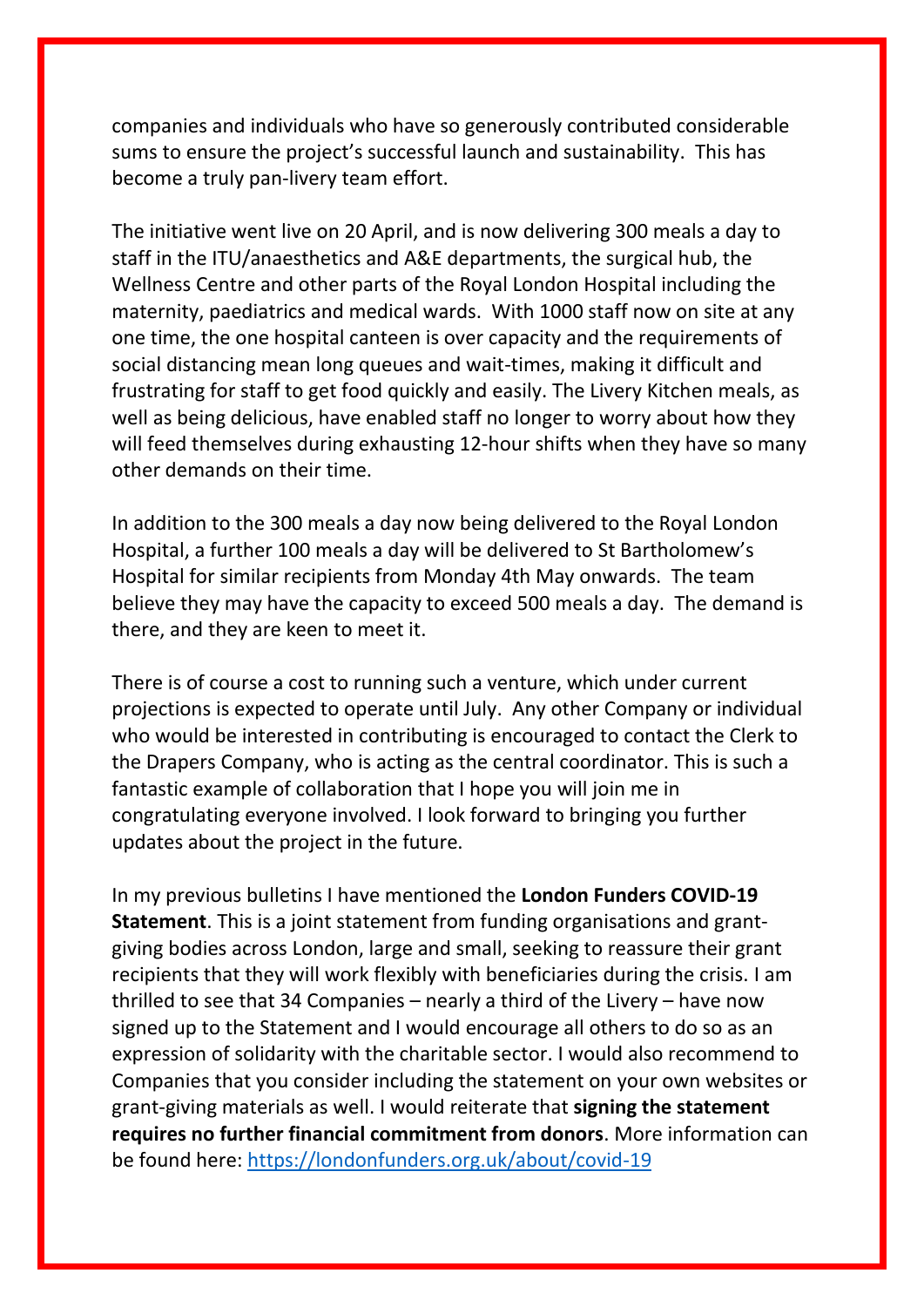companies and individuals who have so generously contributed considerable sums to ensure the project's successful launch and sustainability. This has become a truly pan-livery team effort.

The initiative went live on 20 April, and is now delivering 300 meals a day to staff in the ITU/anaesthetics and A&E departments, the surgical hub, the Wellness Centre and other parts of the Royal London Hospital including the maternity, paediatrics and medical wards. With 1000 staff now on site at any one time, the one hospital canteen is over capacity and the requirements of social distancing mean long queues and wait-times, making it difficult and frustrating for staff to get food quickly and easily. The Livery Kitchen meals, as well as being delicious, have enabled staff no longer to worry about how they will feed themselves during exhausting 12-hour shifts when they have so many other demands on their time.

In addition to the 300 meals a day now being delivered to the Royal London Hospital, a further 100 meals a day will be delivered to St Bartholomew's Hospital for similar recipients from Monday 4th May onwards. The team believe they may have the capacity to exceed 500 meals a day. The demand is there, and they are keen to meet it.

There is of course a cost to running such a venture, which under current projections is expected to operate until July. Any other Company or individual who would be interested in contributing is encouraged to contact the Clerk to the Drapers Company, who is acting as the central coordinator. This is such a fantastic example of collaboration that I hope you will join me in congratulating everyone involved. I look forward to bringing you further updates about the project in the future.

In my previous bulletins I have mentioned the **London Funders COVID-19 Statement**. This is a joint statement from funding organisations and grant-giving bodies across London, large and small, seeking to reassure their grant recipients that they will work flexibly with beneficiaries during the crisis. I am thrilled to see that 34 Companies – nearly a third of the Livery – have now signed up to the Statement and I would encourage all others to do so as an expression of solidarity with the charitable sector. I would also recommend to Companies that you consider including the statement on your own websites or grant-giving materials as well. I would reiterate that **signing the statement requires no further financial commitment from donors**. More information can be found here: [https://londonfunders.org.uk/about/covid-19](https://londonfunders.org.uk/about/covid-19)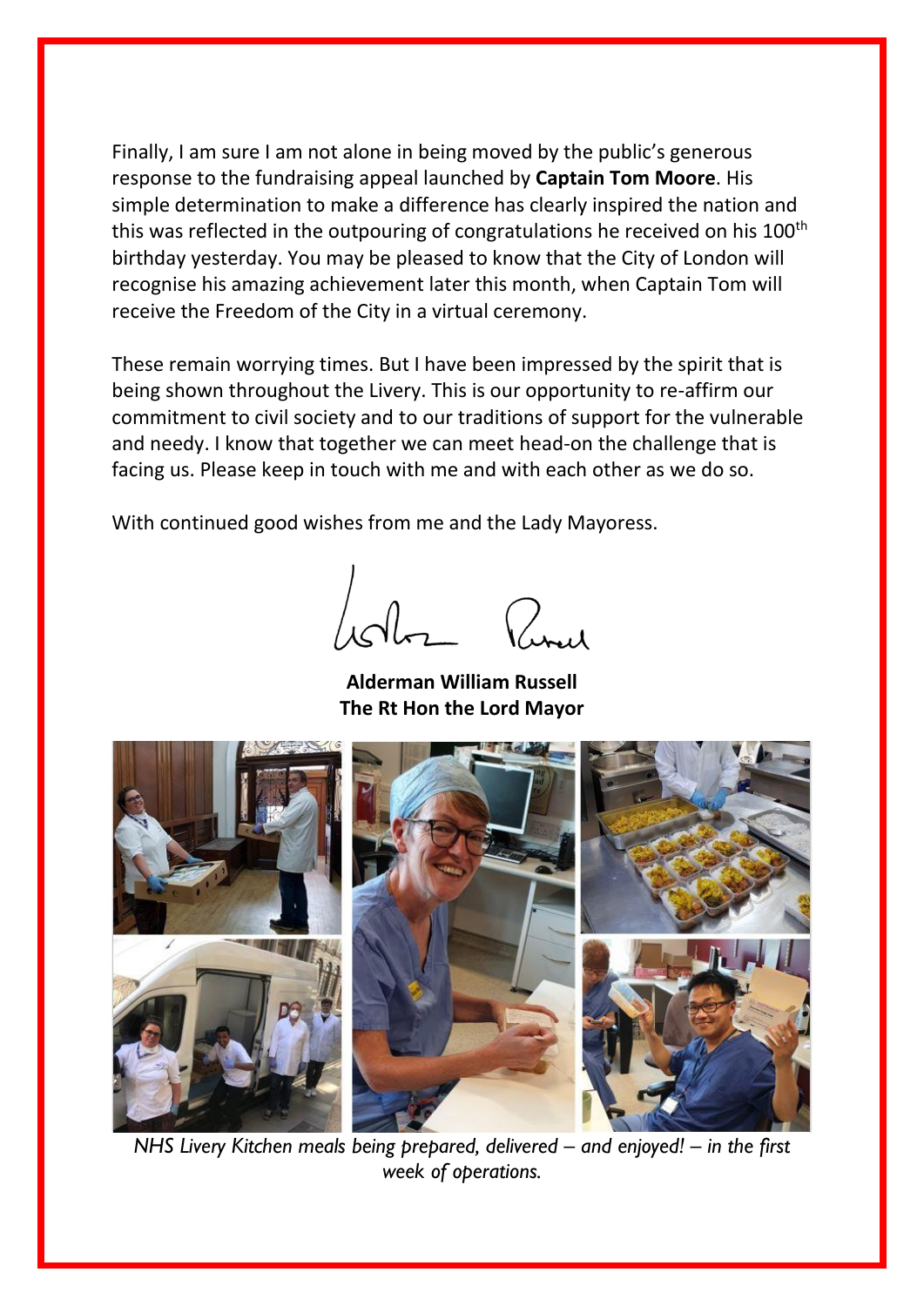Finally, I am sure I am not alone in being moved by the public's generous response to the fundraising appeal launched by **Captain Tom Moore**. His simple determination to make a difference has clearly inspired the nation and this was reflected in the outpouring of congratulations he received on his 100th birthday yesterday. You may be pleased to know that the City of London will recognise his amazing achievement later this month, when Captain Tom will receive the Freedom of the City in a virtual ceremony.

These remain worrying times. But I have been impressed by the spirit that is being shown throughout the Livery. This is our opportunity to re-affirm our commitment to civil society and to our traditions of support for the vulnerable and needy. I know that together we can meet head-on the challenge that is facing us. Please keep in touch with me and with each other as we do so.

With continued good wishes from me and the Lady Mayoress.

**Alderman William Russell**
**The Rt Hon the Lord Mayor**

*NHS Livery Kitchen meals being prepared, delivered – and enjoyed! – in the first week of operations.*